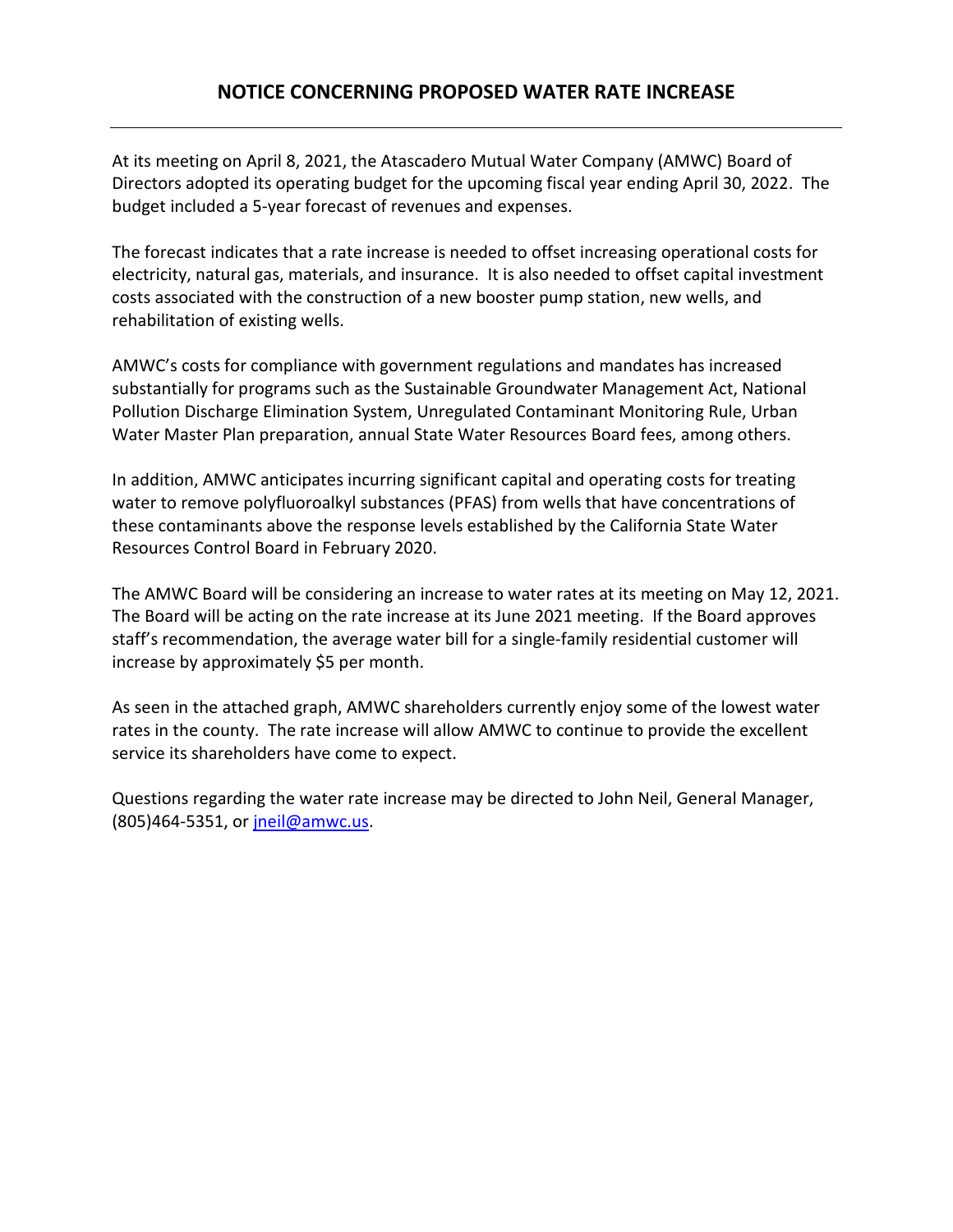# NOTICE CONCERNING PROPOSED WATER RATE INCREASE

---

At its meeting on April 8, 2021, the Atascadero Mutual Water Company (AMWC) Board of Directors adopted its operating budget for the upcoming fiscal year ending April 30, 2022. The budget included a 5-year forecast of revenues and expenses.

The forecast indicates that a rate increase is needed to offset increasing operational costs for electricity, natural gas, materials, and insurance. It is also needed to offset capital investment costs associated with the construction of a new booster pump station, new wells, and rehabilitation of existing wells.

AMWC's costs for compliance with government regulations and mandates has increased substantially for programs such as the Sustainable Groundwater Management Act, National Pollution Discharge Elimination System, Unregulated Contaminant Monitoring Rule, Urban Water Master Plan preparation, annual State Water Resources Board fees, among others.

In addition, AMWC anticipates incurring significant capital and operating costs for treating water to remove polyfluoroalkyl substances (PFAS) from wells that have concentrations of these contaminants above the response levels established by the California State Water Resources Control Board in February 2020.

The AMWC Board will be considering an increase to water rates at its meeting on May 12, 2021. The Board will be acting on the rate increase at its June 2021 meeting. If the Board approves staff's recommendation, the average water bill for a single-family residential customer will increase by approximately $5 per month.

As seen in the attached graph, AMWC shareholders currently enjoy some of the lowest water rates in the county. The rate increase will allow AMWC to continue to provide the excellent service its shareholders have come to expect.

Questions regarding the water rate increase may be directed to John Neil, General Manager, (805)464-5351, or [jneil@amwc.us](mailto:jneil@amwc.us).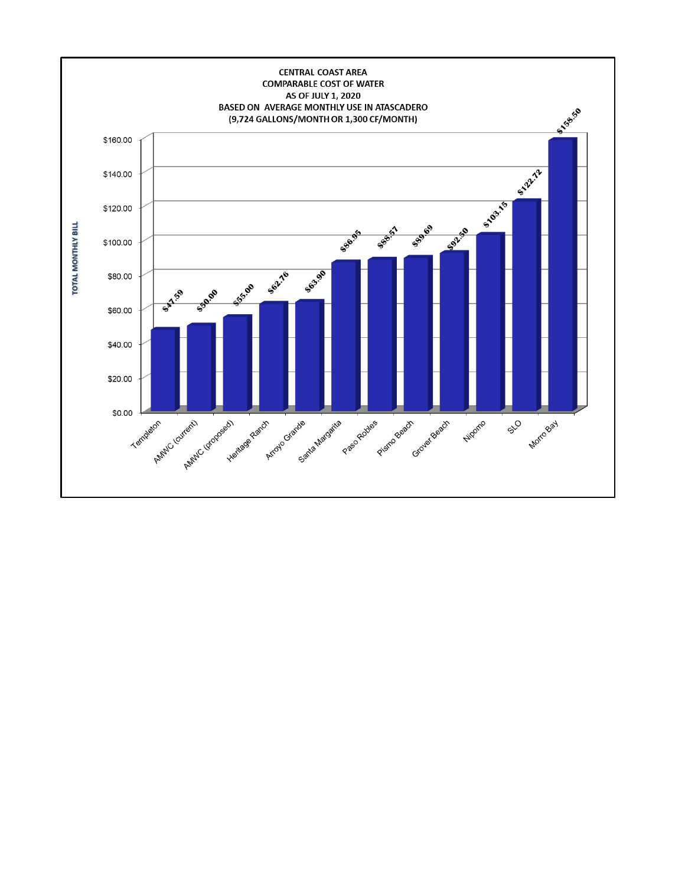CENTRAL COAST AREA
COMPARABLE COST OF WATER
AS OF JULY 1, 2020
BASED ON AVERAGE MONTHLY USE IN ATASCADERO
(9,724 GALLONS/MONTH OR 1,300 CF/MONTH)

TOTAL MONTHLY BILL

$160.00
$140.00
$120.00
$100.00
$80.00
$60.00
$40.00
$20.00
$0.00

Templeton $47.59
AMWC (current) $50.00
AMWC (proposed) $55.00
Heritage Ranch $62.76
Arroyo Grande $63.90
Santa Margarita $86.95
Paso Robles $88.57
Pismo Beach $89.69
Grover Beach $92.50
Nipomo $103.15
SLO $122.72
Morro Bay $158.50